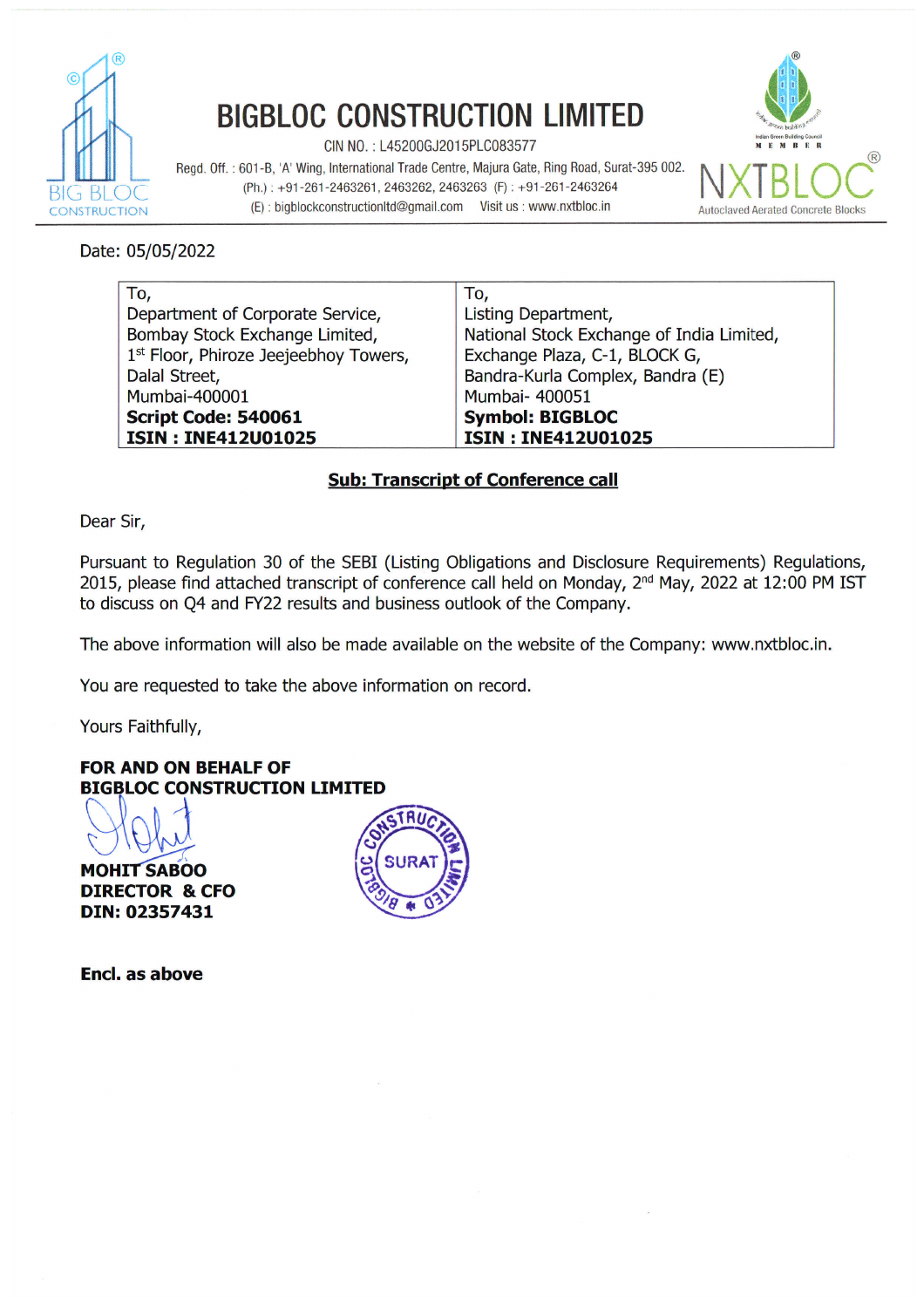# BIGBLOC CONSTRUCTION LIMITED

CIN NO. : L45200GJ2015PLC083577

Regd. Off. : 601-B, 'A' Wing, International Trade Centre, Majura Gate, Ring Road, Surat-395 002.

(Ph.) : +91-261-2463261, 2463262, 2463263 (F) : +91-261-2463264

(E) : bigblockconstructionltd@gmail.com Visit us : www.nxtbloc.in

NXTBLOC® Autoclaved Aerated Concrete Blocks

Date: 05/05/2022

| To, | To, |
|---|---|
| Department of Corporate Service, | Listing Department, |
| Bombay Stock Exchange Limited, | National Stock Exchange of India Limited, |
| 1st Floor, Phiroze Jeejeebhoy Towers, | Exchange Plaza, C-1, BLOCK G, |
| Dalal Street, | Bandra-Kurla Complex, Bandra (E) |
| Mumbai-400001 | Mumbai- 400051 |
| **Script Code: 540061** | **Symbol: BIGBLOC** |
| **ISIN : INE412U01025** | **ISIN : INE412U01025** |

**Sub: Transcript of Conference call**

Dear Sir,

Pursuant to Regulation 30 of the SEBI (Listing Obligations and Disclosure Requirements) Regulations, 2015, please find attached transcript of conference call held on Monday, 2nd May, 2022 at 12:00 PM IST to discuss on Q4 and FY22 results and business outlook of the Company.

The above information will also be made available on the website of the Company: www.nxtbloc.in.

You are requested to take the above information on record.

Yours Faithfully,

**FOR AND ON BEHALF OF**
**BIGBLOC CONSTRUCTION LIMITED**

**MOHIT SABOO**
**DIRECTOR & CFO**
**DIN: 02357431**

**Encl. as above**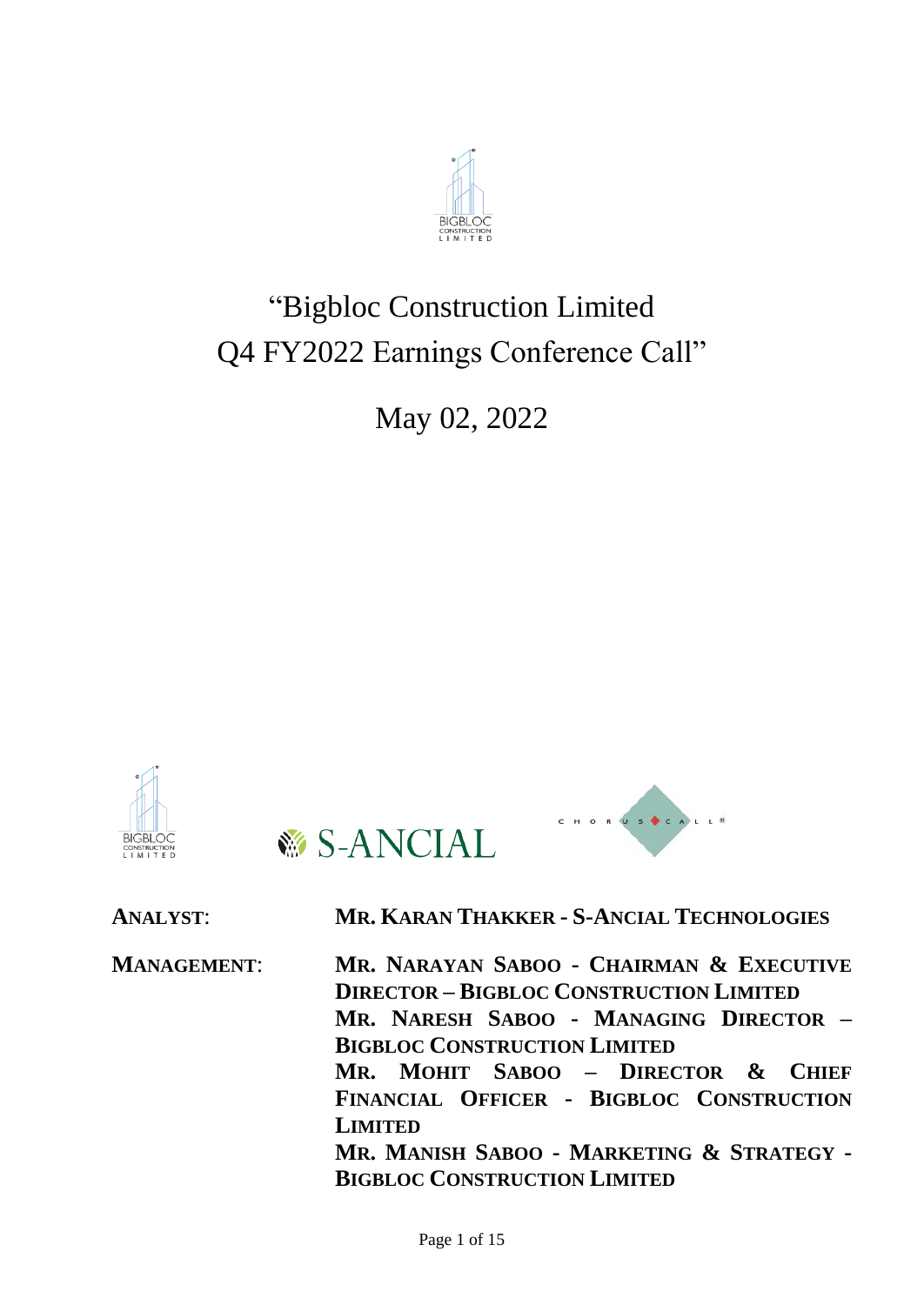# "Bigbloc Construction Limited Q4 FY2022 Earnings Conference Call"

May 02, 2022

**ANALYST**: **MR. KARAN THAKKER - S-ANCIAL TECHNOLOGIES**

**MANAGEMENT**: **MR. NARAYAN SABOO - CHAIRMAN & EXECUTIVE DIRECTOR – BIGBLOC CONSTRUCTION LIMITED**

**MR. NARESH SABOO - MANAGING DIRECTOR – BIGBLOC CONSTRUCTION LIMITED**

**MR. MOHIT SABOO – DIRECTOR & CHIEF FINANCIAL OFFICER - BIGBLOC CONSTRUCTION LIMITED**

**MR. MANISH SABOO - MARKETING & STRATEGY - BIGBLOC CONSTRUCTION LIMITED**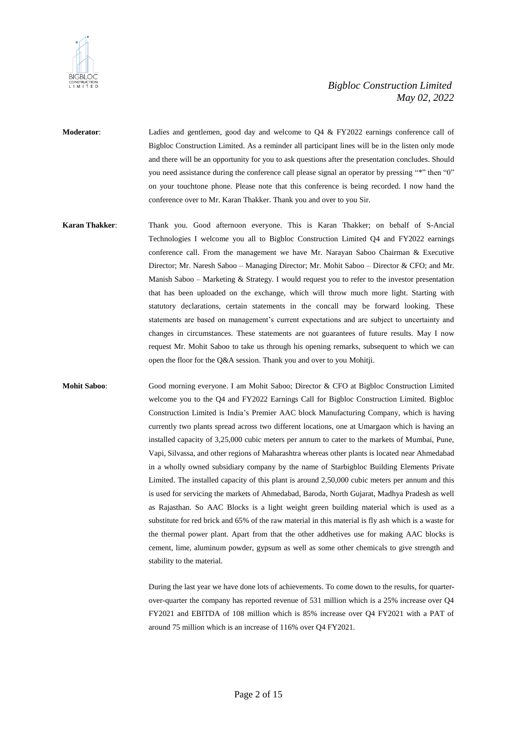**Moderator**: Ladies and gentlemen, good day and welcome to Q4 & FY2022 earnings conference call of Bigbloc Construction Limited. As a reminder all participant lines will be in the listen only mode and there will be an opportunity for you to ask questions after the presentation concludes. Should you need assistance during the conference call please signal an operator by pressing "*" then "0" on your touchtone phone. Please note that this conference is being recorded. I now hand the conference over to Mr. Karan Thakker. Thank you and over to you Sir.

**Karan Thakker**: Thank you. Good afternoon everyone. This is Karan Thakker; on behalf of S-Ancial Technologies I welcome you all to Bigbloc Construction Limited Q4 and FY2022 earnings conference call. From the management we have Mr. Narayan Saboo Chairman & Executive Director; Mr. Naresh Saboo – Managing Director; Mr. Mohit Saboo – Director & CFO; and Mr. Manish Saboo – Marketing & Strategy. I would request you to refer to the investor presentation that has been uploaded on the exchange, which will throw much more light. Starting with statutory declarations, certain statements in the concall may be forward looking. These statements are based on management's current expectations and are subject to uncertainty and changes in circumstances. These statements are not guarantees of future results. May I now request Mr. Mohit Saboo to take us through his opening remarks, subsequent to which we can open the floor for the Q&A session. Thank you and over to you Mohitji.

**Mohit Saboo**: Good morning everyone. I am Mohit Saboo; Director & CFO at Bigbloc Construction Limited welcome you to the Q4 and FY2022 Earnings Call for Bigbloc Construction Limited. Bigbloc Construction Limited is India's Premier AAC block Manufacturing Company, which is having currently two plants spread across two different locations, one at Umargaon which is having an installed capacity of 3,25,000 cubic meters per annum to cater to the markets of Mumbai, Pune, Vapi, Silvassa, and other regions of Maharashtra whereas other plants is located near Ahmedabad in a wholly owned subsidiary company by the name of Starbigbloc Building Elements Private Limited. The installed capacity of this plant is around 2,50,000 cubic meters per annum and this is used for servicing the markets of Ahmedabad, Baroda, North Gujarat, Madhya Pradesh as well as Rajasthan. So AAC Blocks is a light weight green building material which is used as a substitute for red brick and 65% of the raw material in this material is fly ash which is a waste for the thermal power plant. Apart from that the other addhetives use for making AAC blocks is cement, lime, aluminum powder, gypsum as well as some other chemicals to give strength and stability to the material.

During the last year we have done lots of achievements. To come down to the results, for quarter-over-quarter the company has reported revenue of 531 million which is a 25% increase over Q4 FY2021 and EBITDA of 108 million which is 85% increase over Q4 FY2021 with a PAT of around 75 million which is an increase of 116% over Q4 FY2021.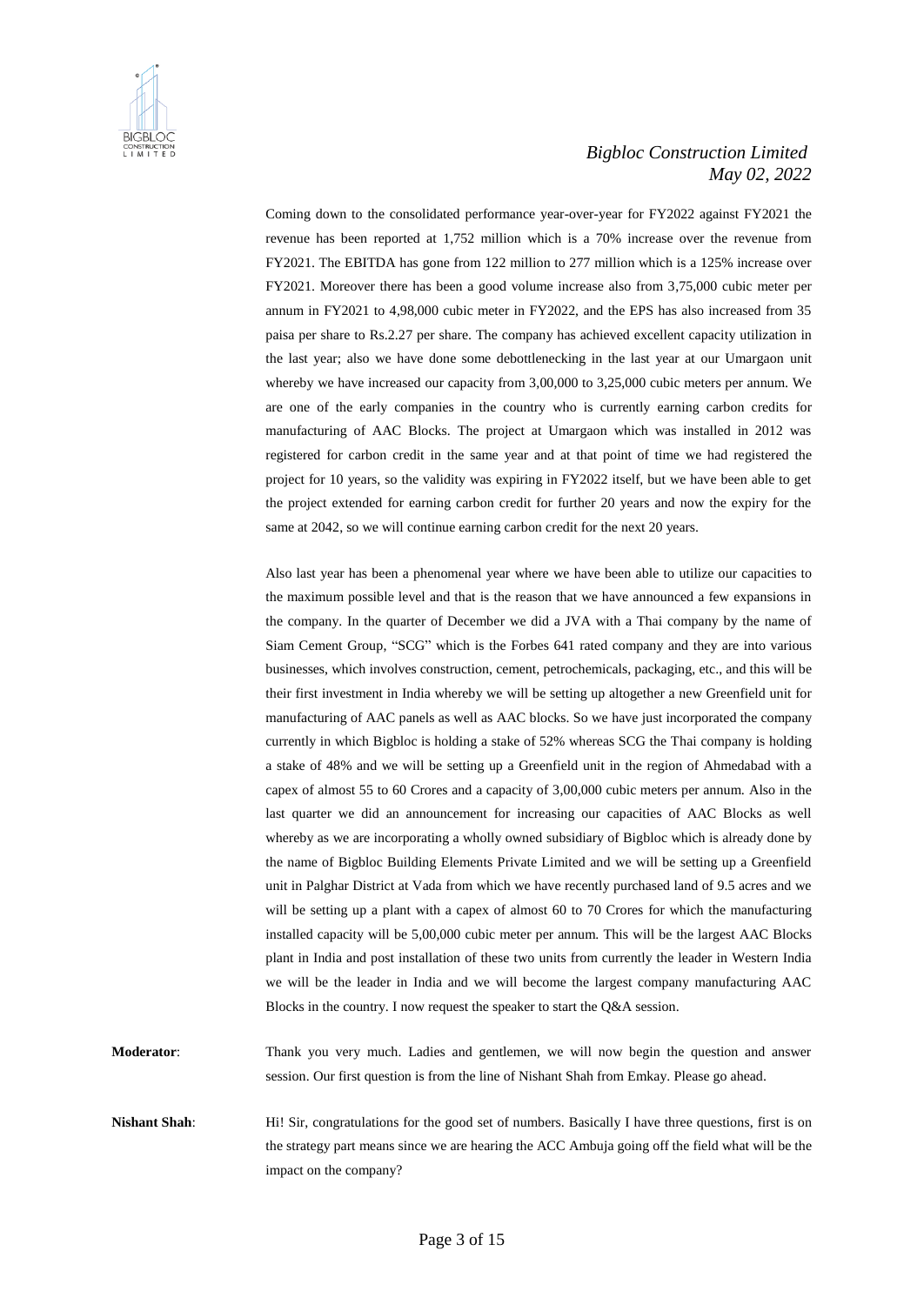Coming down to the consolidated performance year-over-year for FY2022 against FY2021 the revenue has been reported at 1,752 million which is a 70% increase over the revenue from FY2021. The EBITDA has gone from 122 million to 277 million which is a 125% increase over FY2021. Moreover there has been a good volume increase also from 3,75,000 cubic meter per annum in FY2021 to 4,98,000 cubic meter in FY2022, and the EPS has also increased from 35 paisa per share to Rs.2.27 per share. The company has achieved excellent capacity utilization in the last year; also we have done some debottlenecking in the last year at our Umargaon unit whereby we have increased our capacity from 3,00,000 to 3,25,000 cubic meters per annum. We are one of the early companies in the country who is currently earning carbon credits for manufacturing of AAC Blocks. The project at Umargaon which was installed in 2012 was registered for carbon credit in the same year and at that point of time we had registered the project for 10 years, so the validity was expiring in FY2022 itself, but we have been able to get the project extended for earning carbon credit for further 20 years and now the expiry for the same at 2042, so we will continue earning carbon credit for the next 20 years.

Also last year has been a phenomenal year where we have been able to utilize our capacities to the maximum possible level and that is the reason that we have announced a few expansions in the company. In the quarter of December we did a JVA with a Thai company by the name of Siam Cement Group, "SCG" which is the Forbes 641 rated company and they are into various businesses, which involves construction, cement, petrochemicals, packaging, etc., and this will be their first investment in India whereby we will be setting up altogether a new Greenfield unit for manufacturing of AAC panels as well as AAC blocks. So we have just incorporated the company currently in which Bigbloc is holding a stake of 52% whereas SCG the Thai company is holding a stake of 48% and we will be setting up a Greenfield unit in the region of Ahmedabad with a capex of almost 55 to 60 Crores and a capacity of 3,00,000 cubic meters per annum. Also in the last quarter we did an announcement for increasing our capacities of AAC Blocks as well whereby as we are incorporating a wholly owned subsidiary of Bigbloc which is already done by the name of Bigbloc Building Elements Private Limited and we will be setting up a Greenfield unit in Palghar District at Vada from which we have recently purchased land of 9.5 acres and we will be setting up a plant with a capex of almost 60 to 70 Crores for which the manufacturing installed capacity will be 5,00,000 cubic meter per annum. This will be the largest AAC Blocks plant in India and post installation of these two units from currently the leader in Western India we will be the leader in India and we will become the largest company manufacturing AAC Blocks in the country. I now request the speaker to start the Q&A session.

**Moderator**: Thank you very much. Ladies and gentlemen, we will now begin the question and answer session. Our first question is from the line of Nishant Shah from Emkay. Please go ahead.

**Nishant Shah**: Hi! Sir, congratulations for the good set of numbers. Basically I have three questions, first is on the strategy part means since we are hearing the ACC Ambuja going off the field what will be the impact on the company?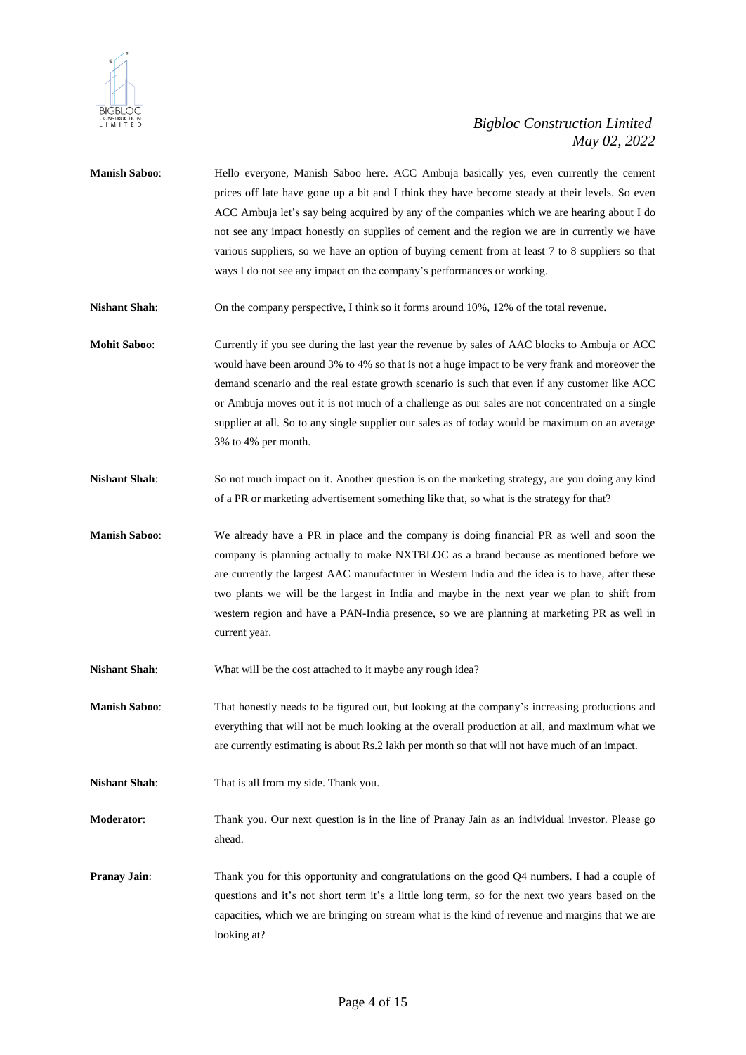**Manish Saboo**: Hello everyone, Manish Saboo here. ACC Ambuja basically yes, even currently the cement prices off late have gone up a bit and I think they have become steady at their levels. So even ACC Ambuja let's say being acquired by any of the companies which we are hearing about I do not see any impact honestly on supplies of cement and the region we are in currently we have various suppliers, so we have an option of buying cement from at least 7 to 8 suppliers so that ways I do not see any impact on the company's performances or working.

**Nishant Shah**: On the company perspective, I think so it forms around 10%, 12% of the total revenue.

**Mohit Saboo**: Currently if you see during the last year the revenue by sales of AAC blocks to Ambuja or ACC would have been around 3% to 4% so that is not a huge impact to be very frank and moreover the demand scenario and the real estate growth scenario is such that even if any customer like ACC or Ambuja moves out it is not much of a challenge as our sales are not concentrated on a single supplier at all. So to any single supplier our sales as of today would be maximum on an average 3% to 4% per month.

**Nishant Shah**: So not much impact on it. Another question is on the marketing strategy, are you doing any kind of a PR or marketing advertisement something like that, so what is the strategy for that?

**Manish Saboo**: We already have a PR in place and the company is doing financial PR as well and soon the company is planning actually to make NXTBLOC as a brand because as mentioned before we are currently the largest AAC manufacturer in Western India and the idea is to have, after these two plants we will be the largest in India and maybe in the next year we plan to shift from western region and have a PAN-India presence, so we are planning at marketing PR as well in current year.

**Nishant Shah**: What will be the cost attached to it maybe any rough idea?

**Manish Saboo**: That honestly needs to be figured out, but looking at the company's increasing productions and everything that will not be much looking at the overall production at all, and maximum what we are currently estimating is about Rs.2 lakh per month so that will not have much of an impact.

**Nishant Shah**: That is all from my side. Thank you.

**Moderator**: Thank you. Our next question is in the line of Pranay Jain as an individual investor. Please go ahead.

**Pranay Jain**: Thank you for this opportunity and congratulations on the good Q4 numbers. I had a couple of questions and it's not short term it's a little long term, so for the next two years based on the capacities, which we are bringing on stream what is the kind of revenue and margins that we are looking at?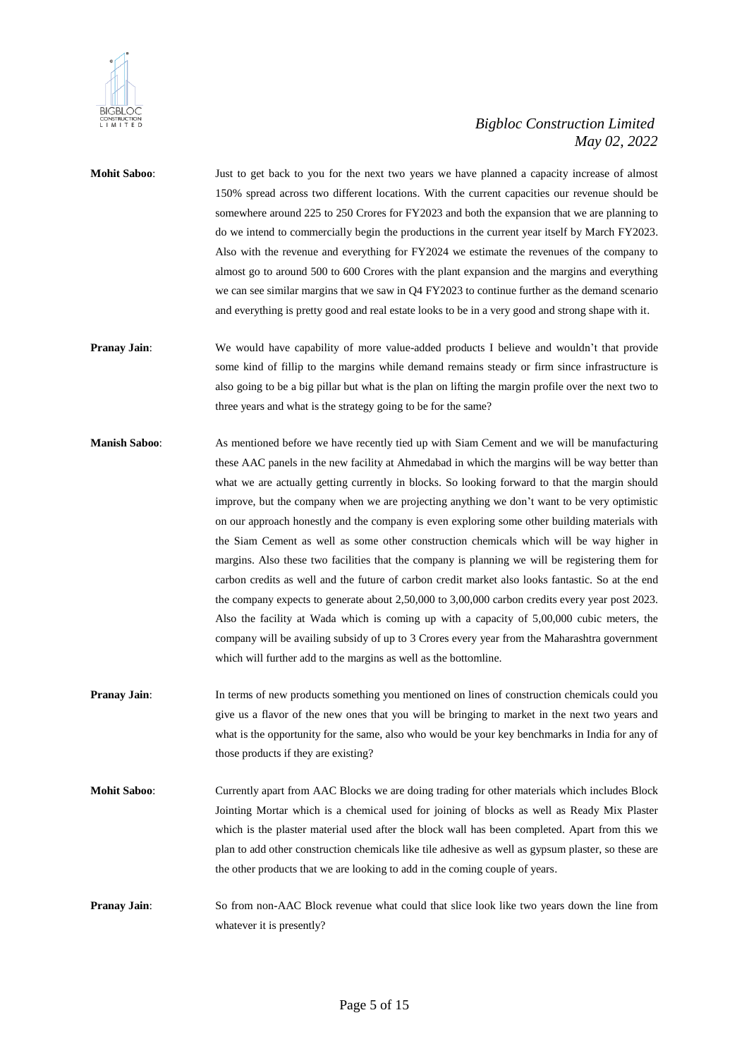**Mohit Saboo**: Just to get back to you for the next two years we have planned a capacity increase of almost 150% spread across two different locations. With the current capacities our revenue should be somewhere around 225 to 250 Crores for FY2023 and both the expansion that we are planning to do we intend to commercially begin the productions in the current year itself by March FY2023. Also with the revenue and everything for FY2024 we estimate the revenues of the company to almost go to around 500 to 600 Crores with the plant expansion and the margins and everything we can see similar margins that we saw in Q4 FY2023 to continue further as the demand scenario and everything is pretty good and real estate looks to be in a very good and strong shape with it.

**Pranay Jain**: We would have capability of more value-added products I believe and wouldn't that provide some kind of fillip to the margins while demand remains steady or firm since infrastructure is also going to be a big pillar but what is the plan on lifting the margin profile over the next two to three years and what is the strategy going to be for the same?

**Manish Saboo**: As mentioned before we have recently tied up with Siam Cement and we will be manufacturing these AAC panels in the new facility at Ahmedabad in which the margins will be way better than what we are actually getting currently in blocks. So looking forward to that the margin should improve, but the company when we are projecting anything we don't want to be very optimistic on our approach honestly and the company is even exploring some other building materials with the Siam Cement as well as some other construction chemicals which will be way higher in margins. Also these two facilities that the company is planning we will be registering them for carbon credits as well and the future of carbon credit market also looks fantastic. So at the end the company expects to generate about 2,50,000 to 3,00,000 carbon credits every year post 2023. Also the facility at Wada which is coming up with a capacity of 5,00,000 cubic meters, the company will be availing subsidy of up to 3 Crores every year from the Maharashtra government which will further add to the margins as well as the bottomline.

**Pranay Jain**: In terms of new products something you mentioned on lines of construction chemicals could you give us a flavor of the new ones that you will be bringing to market in the next two years and what is the opportunity for the same, also who would be your key benchmarks in India for any of those products if they are existing?

**Mohit Saboo**: Currently apart from AAC Blocks we are doing trading for other materials which includes Block Jointing Mortar which is a chemical used for joining of blocks as well as Ready Mix Plaster which is the plaster material used after the block wall has been completed. Apart from this we plan to add other construction chemicals like tile adhesive as well as gypsum plaster, so these are the other products that we are looking to add in the coming couple of years.

**Pranay Jain**: So from non-AAC Block revenue what could that slice look like two years down the line from whatever it is presently?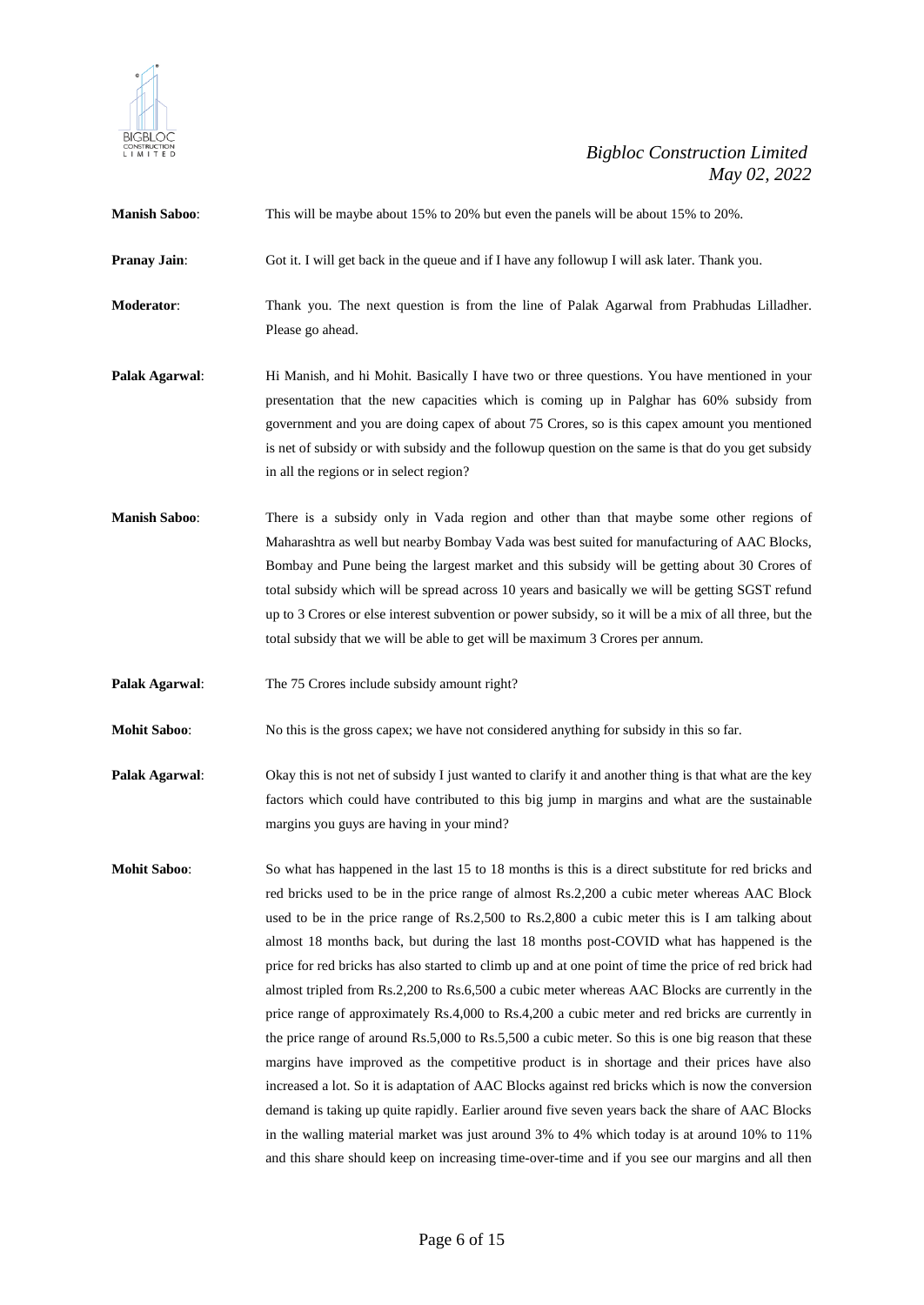**Manish Saboo**: This will be maybe about 15% to 20% but even the panels will be about 15% to 20%.

**Pranay Jain**: Got it. I will get back in the queue and if I have any followup I will ask later. Thank you.

**Moderator**: Thank you. The next question is from the line of Palak Agarwal from Prabhudas Lilladher. Please go ahead.

**Palak Agarwal**: Hi Manish, and hi Mohit. Basically I have two or three questions. You have mentioned in your presentation that the new capacities which is coming up in Palghar has 60% subsidy from government and you are doing capex of about 75 Crores, so is this capex amount you mentioned is net of subsidy or with subsidy and the followup question on the same is that do you get subsidy in all the regions or in select region?

**Manish Saboo**: There is a subsidy only in Vada region and other than that maybe some other regions of Maharashtra as well but nearby Bombay Vada was best suited for manufacturing of AAC Blocks, Bombay and Pune being the largest market and this subsidy will be getting about 30 Crores of total subsidy which will be spread across 10 years and basically we will be getting SGST refund up to 3 Crores or else interest subvention or power subsidy, so it will be a mix of all three, but the total subsidy that we will be able to get will be maximum 3 Crores per annum.

**Palak Agarwal**: The 75 Crores include subsidy amount right?

**Mohit Saboo**: No this is the gross capex; we have not considered anything for subsidy in this so far.

**Palak Agarwal**: Okay this is not net of subsidy I just wanted to clarify it and another thing is that what are the key factors which could have contributed to this big jump in margins and what are the sustainable margins you guys are having in your mind?

**Mohit Saboo**: So what has happened in the last 15 to 18 months is this is a direct substitute for red bricks and red bricks used to be in the price range of almost Rs.2,200 a cubic meter whereas AAC Block used to be in the price range of Rs.2,500 to Rs.2,800 a cubic meter this is I am talking about almost 18 months back, but during the last 18 months post-COVID what has happened is the price for red bricks has also started to climb up and at one point of time the price of red brick had almost tripled from Rs.2,200 to Rs.6,500 a cubic meter whereas AAC Blocks are currently in the price range of approximately Rs.4,000 to Rs.4,200 a cubic meter and red bricks are currently in the price range of around Rs.5,000 to Rs.5,500 a cubic meter. So this is one big reason that these margins have improved as the competitive product is in shortage and their prices have also increased a lot. So it is adaptation of AAC Blocks against red bricks which is now the conversion demand is taking up quite rapidly. Earlier around five seven years back the share of AAC Blocks in the walling material market was just around 3% to 4% which today is at around 10% to 11% and this share should keep on increasing time-over-time and if you see our margins and all then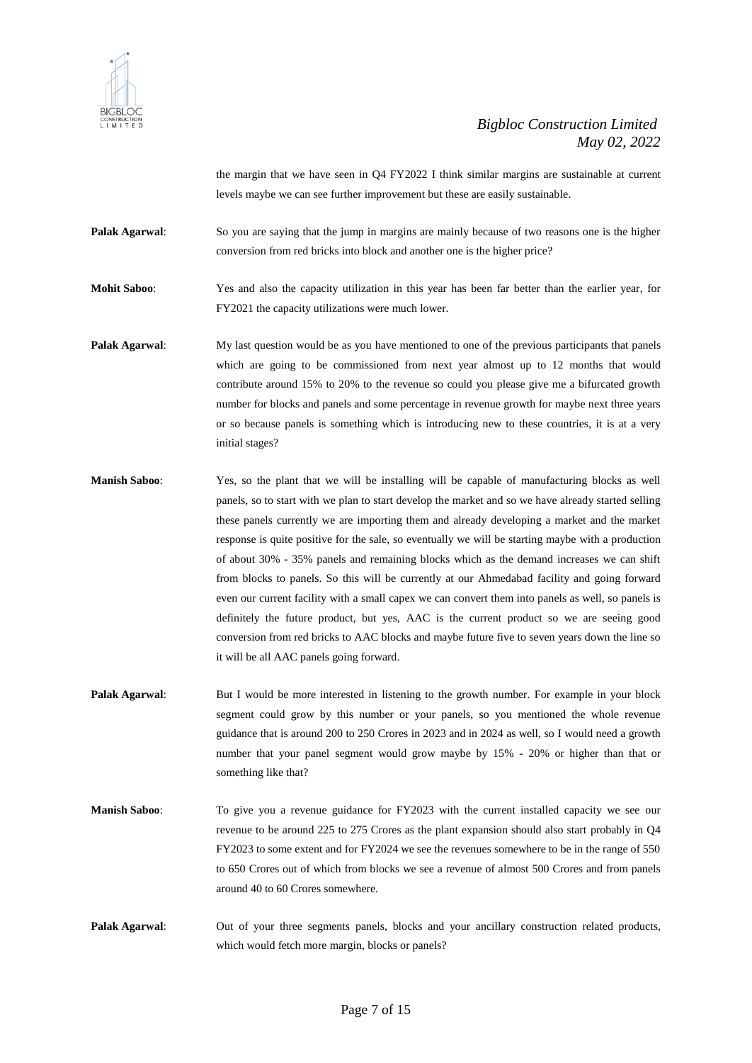the margin that we have seen in Q4 FY2022 I think similar margins are sustainable at current levels maybe we can see further improvement but these are easily sustainable.

**Palak Agarwal**: So you are saying that the jump in margins are mainly because of two reasons one is the higher conversion from red bricks into block and another one is the higher price?

**Mohit Saboo**: Yes and also the capacity utilization in this year has been far better than the earlier year, for FY2021 the capacity utilizations were much lower.

**Palak Agarwal**: My last question would be as you have mentioned to one of the previous participants that panels which are going to be commissioned from next year almost up to 12 months that would contribute around 15% to 20% to the revenue so could you please give me a bifurcated growth number for blocks and panels and some percentage in revenue growth for maybe next three years or so because panels is something which is introducing new to these countries, it is at a very initial stages?

**Manish Saboo**: Yes, so the plant that we will be installing will be capable of manufacturing blocks as well panels, so to start with we plan to start develop the market and so we have already started selling these panels currently we are importing them and already developing a market and the market response is quite positive for the sale, so eventually we will be starting maybe with a production of about 30% - 35% panels and remaining blocks which as the demand increases we can shift from blocks to panels. So this will be currently at our Ahmedabad facility and going forward even our current facility with a small capex we can convert them into panels as well, so panels is definitely the future product, but yes, AAC is the current product so we are seeing good conversion from red bricks to AAC blocks and maybe future five to seven years down the line so it will be all AAC panels going forward.

**Palak Agarwal**: But I would be more interested in listening to the growth number. For example in your block segment could grow by this number or your panels, so you mentioned the whole revenue guidance that is around 200 to 250 Crores in 2023 and in 2024 as well, so I would need a growth number that your panel segment would grow maybe by 15% - 20% or higher than that or something like that?

**Manish Saboo**: To give you a revenue guidance for FY2023 with the current installed capacity we see our revenue to be around 225 to 275 Crores as the plant expansion should also start probably in Q4 FY2023 to some extent and for FY2024 we see the revenues somewhere to be in the range of 550 to 650 Crores out of which from blocks we see a revenue of almost 500 Crores and from panels around 40 to 60 Crores somewhere.

**Palak Agarwal**: Out of your three segments panels, blocks and your ancillary construction related products, which would fetch more margin, blocks or panels?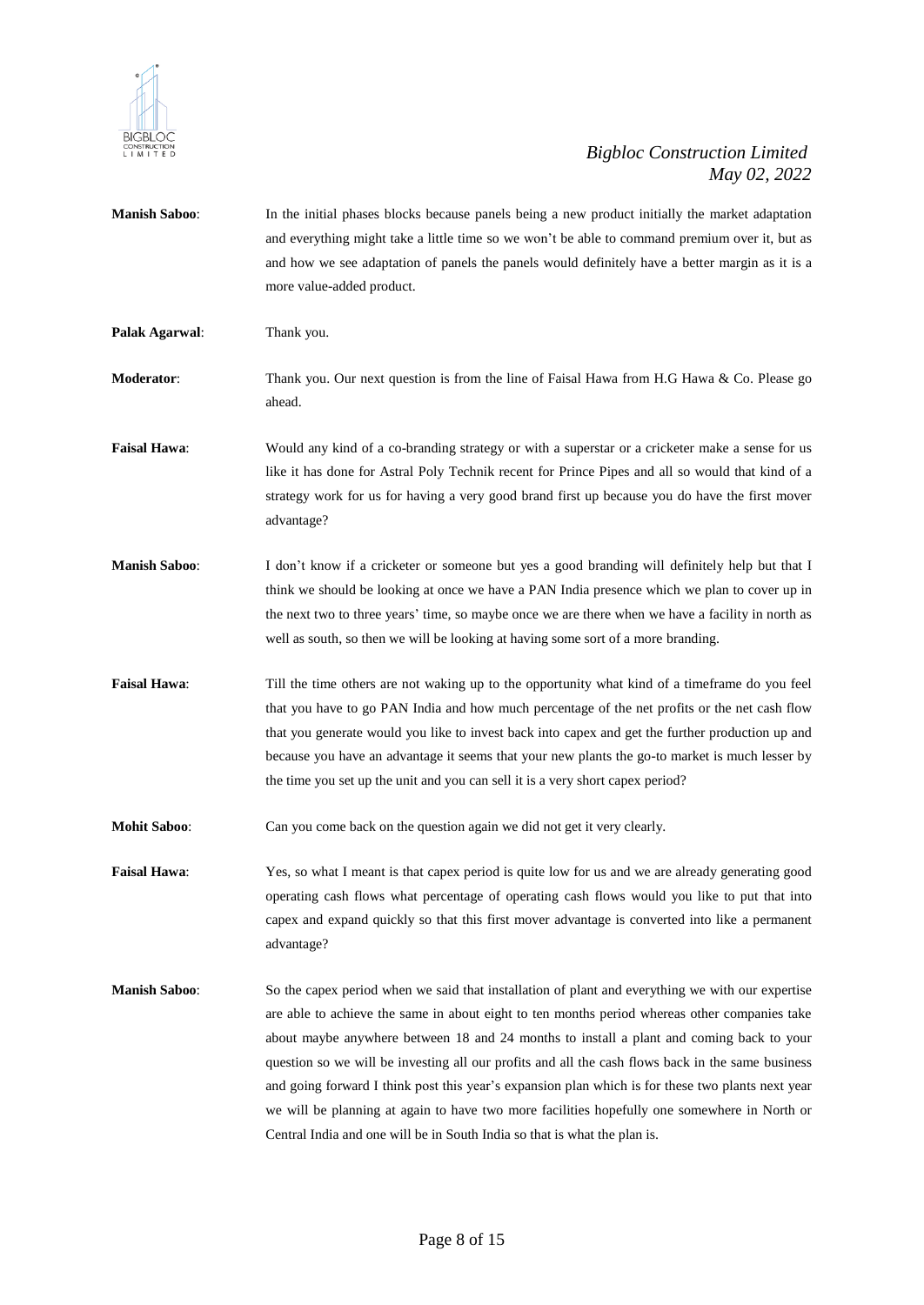**Manish Saboo**: In the initial phases blocks because panels being a new product initially the market adaptation and everything might take a little time so we won't be able to command premium over it, but as and how we see adaptation of panels the panels would definitely have a better margin as it is a more value-added product.

**Palak Agarwal**: Thank you.

**Moderator**: Thank you. Our next question is from the line of Faisal Hawa from H.G Hawa & Co. Please go ahead.

**Faisal Hawa**: Would any kind of a co-branding strategy or with a superstar or a cricketer make a sense for us like it has done for Astral Poly Technik recent for Prince Pipes and all so would that kind of a strategy work for us for having a very good brand first up because you do have the first mover advantage?

**Manish Saboo**: I don't know if a cricketer or someone but yes a good branding will definitely help but that I think we should be looking at once we have a PAN India presence which we plan to cover up in the next two to three years' time, so maybe once we are there when we have a facility in north as well as south, so then we will be looking at having some sort of a more branding.

**Faisal Hawa**: Till the time others are not waking up to the opportunity what kind of a timeframe do you feel that you have to go PAN India and how much percentage of the net profits or the net cash flow that you generate would you like to invest back into capex and get the further production up and because you have an advantage it seems that your new plants the go-to market is much lesser by the time you set up the unit and you can sell it is a very short capex period?

**Mohit Saboo**: Can you come back on the question again we did not get it very clearly.

**Faisal Hawa**: Yes, so what I meant is that capex period is quite low for us and we are already generating good operating cash flows what percentage of operating cash flows would you like to put that into capex and expand quickly so that this first mover advantage is converted into like a permanent advantage?

**Manish Saboo**: So the capex period when we said that installation of plant and everything we with our expertise are able to achieve the same in about eight to ten months period whereas other companies take about maybe anywhere between 18 and 24 months to install a plant and coming back to your question so we will be investing all our profits and all the cash flows back in the same business and going forward I think post this year's expansion plan which is for these two plants next year we will be planning at again to have two more facilities hopefully one somewhere in North or Central India and one will be in South India so that is what the plan is.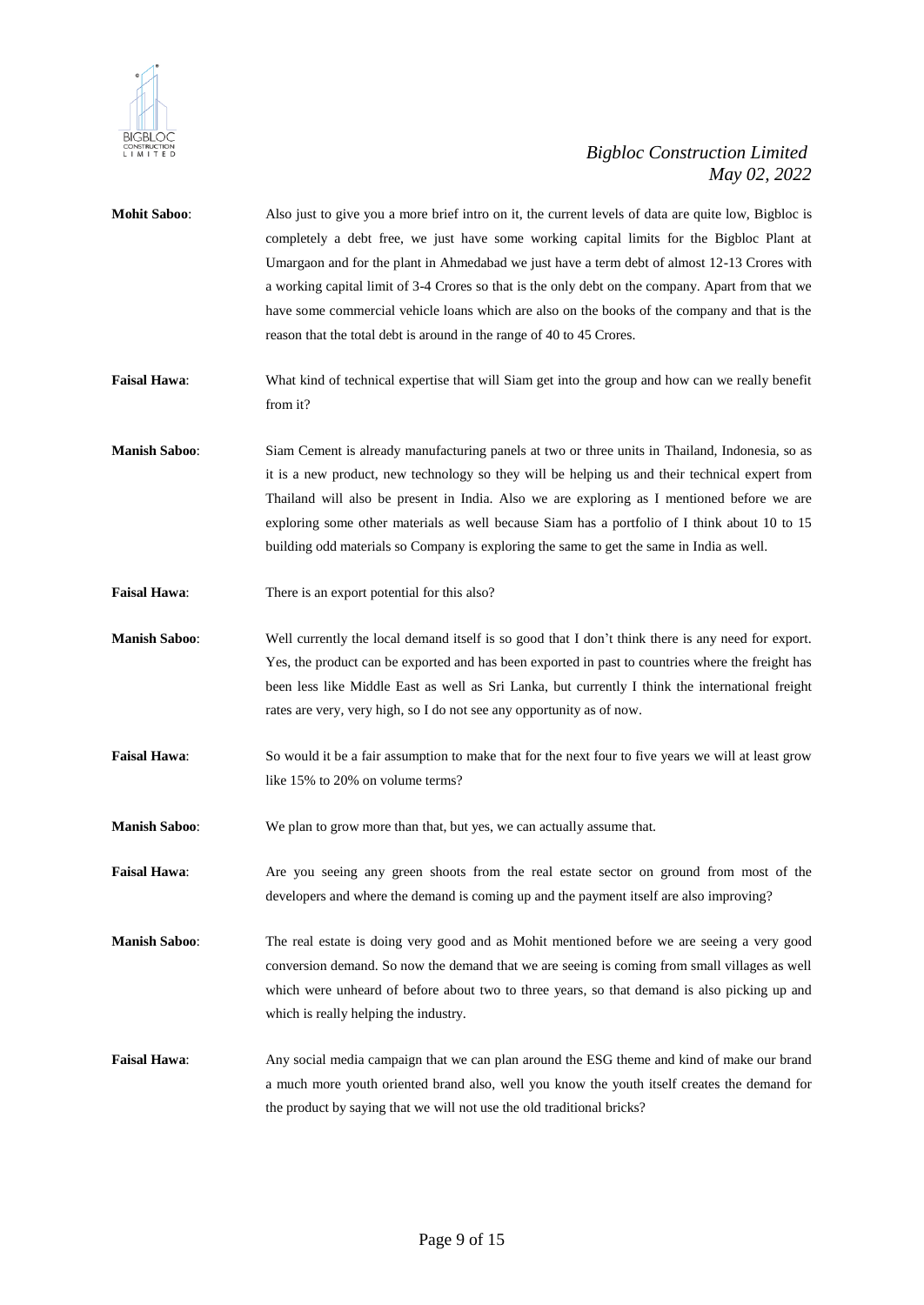**Mohit Saboo**: Also just to give you a more brief intro on it, the current levels of data are quite low, Bigbloc is completely a debt free, we just have some working capital limits for the Bigbloc Plant at Umargaon and for the plant in Ahmedabad we just have a term debt of almost 12-13 Crores with a working capital limit of 3-4 Crores so that is the only debt on the company. Apart from that we have some commercial vehicle loans which are also on the books of the company and that is the reason that the total debt is around in the range of 40 to 45 Crores.

**Faisal Hawa**: What kind of technical expertise that will Siam get into the group and how can we really benefit from it?

**Manish Saboo**: Siam Cement is already manufacturing panels at two or three units in Thailand, Indonesia, so as it is a new product, new technology so they will be helping us and their technical expert from Thailand will also be present in India. Also we are exploring as I mentioned before we are exploring some other materials as well because Siam has a portfolio of I think about 10 to 15 building odd materials so Company is exploring the same to get the same in India as well.

**Faisal Hawa**: There is an export potential for this also?

**Manish Saboo**: Well currently the local demand itself is so good that I don't think there is any need for export. Yes, the product can be exported and has been exported in past to countries where the freight has been less like Middle East as well as Sri Lanka, but currently I think the international freight rates are very, very high, so I do not see any opportunity as of now.

**Faisal Hawa**: So would it be a fair assumption to make that for the next four to five years we will at least grow like 15% to 20% on volume terms?

**Manish Saboo**: We plan to grow more than that, but yes, we can actually assume that.

**Faisal Hawa**: Are you seeing any green shoots from the real estate sector on ground from most of the developers and where the demand is coming up and the payment itself are also improving?

**Manish Saboo**: The real estate is doing very good and as Mohit mentioned before we are seeing a very good conversion demand. So now the demand that we are seeing is coming from small villages as well which were unheard of before about two to three years, so that demand is also picking up and which is really helping the industry.

**Faisal Hawa**: Any social media campaign that we can plan around the ESG theme and kind of make our brand a much more youth oriented brand also, well you know the youth itself creates the demand for the product by saying that we will not use the old traditional bricks?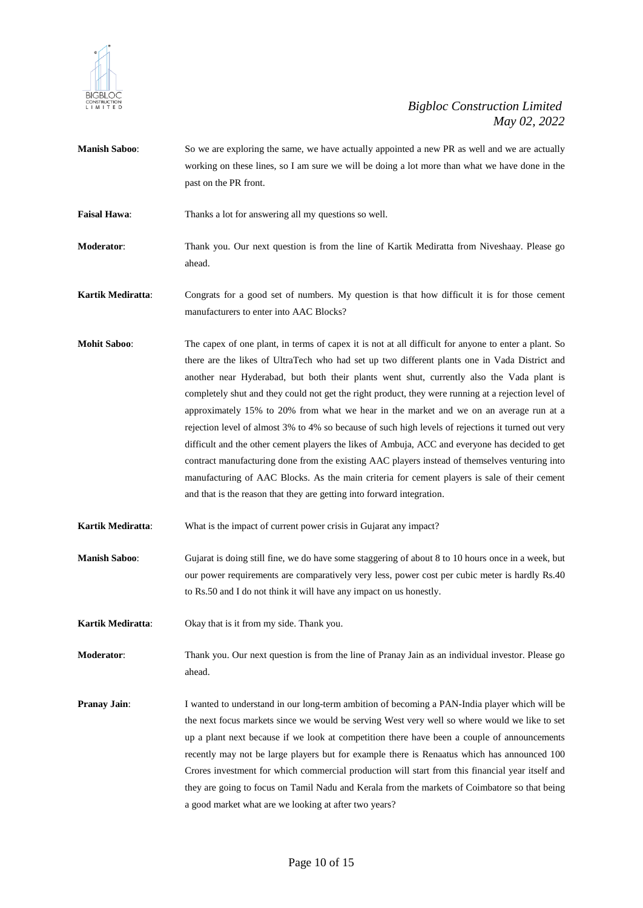**Manish Saboo**: So we are exploring the same, we have actually appointed a new PR as well and we are actually working on these lines, so I am sure we will be doing a lot more than what we have done in the past on the PR front.

**Faisal Hawa**: Thanks a lot for answering all my questions so well.

**Moderator**: Thank you. Our next question is from the line of Kartik Mediratta from Niveshaay. Please go ahead.

**Kartik Mediratta**: Congrats for a good set of numbers. My question is that how difficult it is for those cement manufacturers to enter into AAC Blocks?

**Mohit Saboo**: The capex of one plant, in terms of capex it is not at all difficult for anyone to enter a plant. So there are the likes of UltraTech who had set up two different plants one in Vada District and another near Hyderabad, but both their plants went shut, currently also the Vada plant is completely shut and they could not get the right product, they were running at a rejection level of approximately 15% to 20% from what we hear in the market and we on an average run at a rejection level of almost 3% to 4% so because of such high levels of rejections it turned out very difficult and the other cement players the likes of Ambuja, ACC and everyone has decided to get contract manufacturing done from the existing AAC players instead of themselves venturing into manufacturing of AAC Blocks. As the main criteria for cement players is sale of their cement and that is the reason that they are getting into forward integration.

**Kartik Mediratta**: What is the impact of current power crisis in Gujarat any impact?

**Manish Saboo**: Gujarat is doing still fine, we do have some staggering of about 8 to 10 hours once in a week, but our power requirements are comparatively very less, power cost per cubic meter is hardly Rs.40 to Rs.50 and I do not think it will have any impact on us honestly.

**Kartik Mediratta**: Okay that is it from my side. Thank you.

**Moderator**: Thank you. Our next question is from the line of Pranay Jain as an individual investor. Please go ahead.

**Pranay Jain**: I wanted to understand in our long-term ambition of becoming a PAN-India player which will be the next focus markets since we would be serving West very well so where would we like to set up a plant next because if we look at competition there have been a couple of announcements recently may not be large players but for example there is Renaatus which has announced 100 Crores investment for which commercial production will start from this financial year itself and they are going to focus on Tamil Nadu and Kerala from the markets of Coimbatore so that being a good market what are we looking at after two years?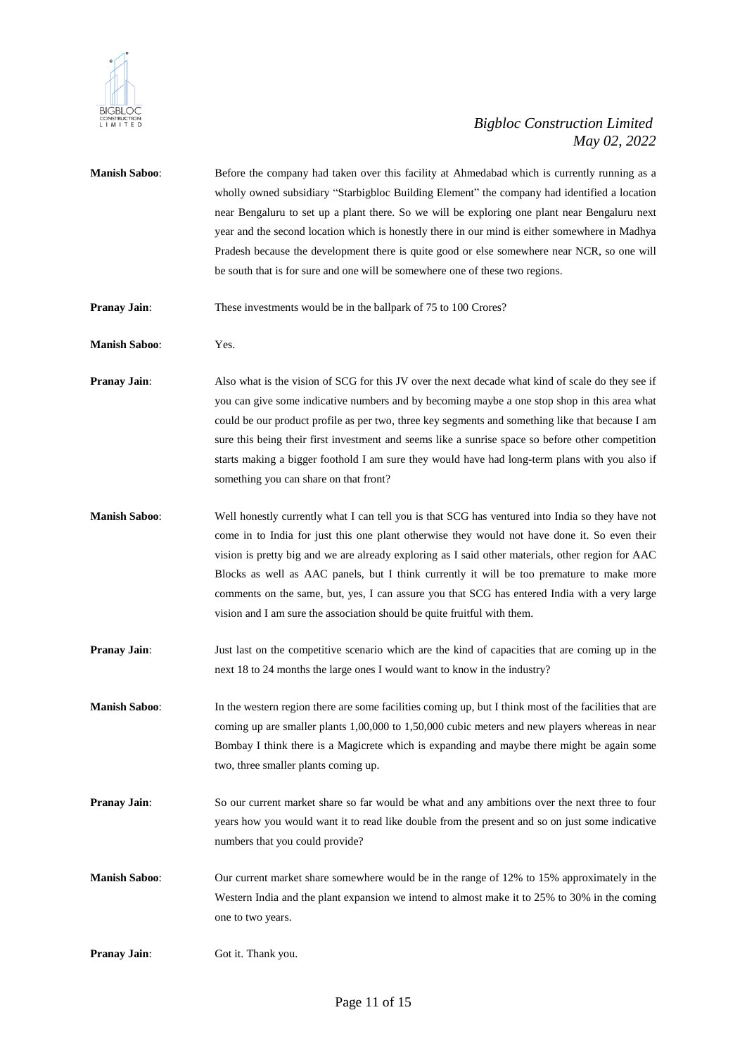**Manish Saboo**: Before the company had taken over this facility at Ahmedabad which is currently running as a wholly owned subsidiary "Starbigbloc Building Element" the company had identified a location near Bengaluru to set up a plant there. So we will be exploring one plant near Bengaluru next year and the second location which is honestly there in our mind is either somewhere in Madhya Pradesh because the development there is quite good or else somewhere near NCR, so one will be south that is for sure and one will be somewhere one of these two regions.

**Pranay Jain**: These investments would be in the ballpark of 75 to 100 Crores?

**Manish Saboo**: Yes.

**Pranay Jain**: Also what is the vision of SCG for this JV over the next decade what kind of scale do they see if you can give some indicative numbers and by becoming maybe a one stop shop in this area what could be our product profile as per two, three key segments and something like that because I am sure this being their first investment and seems like a sunrise space so before other competition starts making a bigger foothold I am sure they would have had long-term plans with you also if something you can share on that front?

**Manish Saboo**: Well honestly currently what I can tell you is that SCG has ventured into India so they have not come in to India for just this one plant otherwise they would not have done it. So even their vision is pretty big and we are already exploring as I said other materials, other region for AAC Blocks as well as AAC panels, but I think currently it will be too premature to make more comments on the same, but, yes, I can assure you that SCG has entered India with a very large vision and I am sure the association should be quite fruitful with them.

**Pranay Jain**: Just last on the competitive scenario which are the kind of capacities that are coming up in the next 18 to 24 months the large ones I would want to know in the industry?

**Manish Saboo**: In the western region there are some facilities coming up, but I think most of the facilities that are coming up are smaller plants 1,00,000 to 1,50,000 cubic meters and new players whereas in near Bombay I think there is a Magicrete which is expanding and maybe there might be again some two, three smaller plants coming up.

**Pranay Jain**: So our current market share so far would be what and any ambitions over the next three to four years how you would want it to read like double from the present and so on just some indicative numbers that you could provide?

**Manish Saboo**: Our current market share somewhere would be in the range of 12% to 15% approximately in the Western India and the plant expansion we intend to almost make it to 25% to 30% in the coming one to two years.

**Pranay Jain**: Got it. Thank you.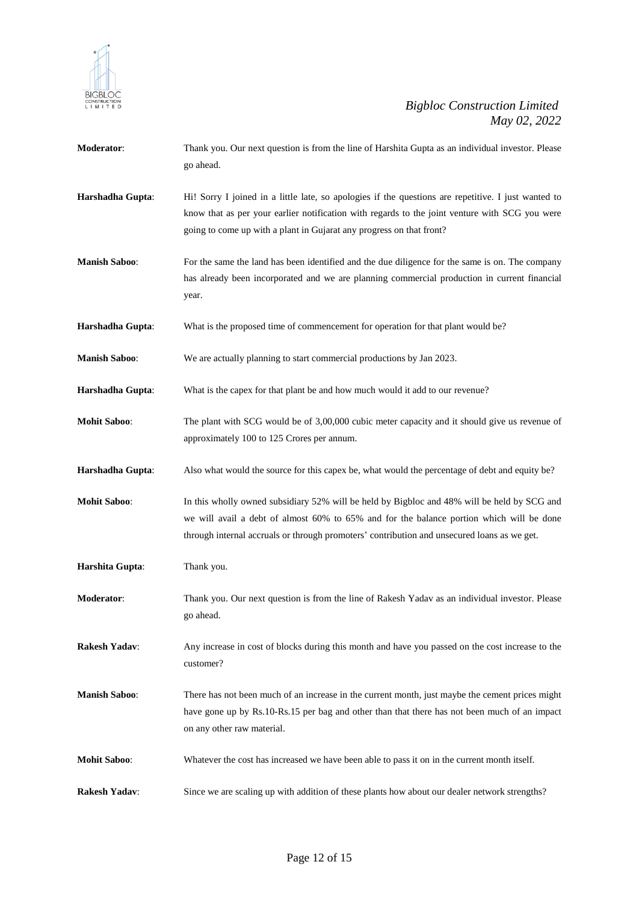**Moderator**: Thank you. Our next question is from the line of Harshita Gupta as an individual investor. Please go ahead.

**Harshadha Gupta**: Hi! Sorry I joined in a little late, so apologies if the questions are repetitive. I just wanted to know that as per your earlier notification with regards to the joint venture with SCG you were going to come up with a plant in Gujarat any progress on that front?

**Manish Saboo**: For the same the land has been identified and the due diligence for the same is on. The company has already been incorporated and we are planning commercial production in current financial year.

**Harshadha Gupta**: What is the proposed time of commencement for operation for that plant would be?

**Manish Saboo**: We are actually planning to start commercial productions by Jan 2023.

**Harshadha Gupta**: What is the capex for that plant be and how much would it add to our revenue?

**Mohit Saboo**: The plant with SCG would be of 3,00,000 cubic meter capacity and it should give us revenue of approximately 100 to 125 Crores per annum.

**Harshadha Gupta**: Also what would the source for this capex be, what would the percentage of debt and equity be?

**Mohit Saboo**: In this wholly owned subsidiary 52% will be held by Bigbloc and 48% will be held by SCG and we will avail a debt of almost 60% to 65% and for the balance portion which will be done through internal accruals or through promoters' contribution and unsecured loans as we get.

**Harshita Gupta**: Thank you.

**Moderator**: Thank you. Our next question is from the line of Rakesh Yadav as an individual investor. Please go ahead.

**Rakesh Yadav**: Any increase in cost of blocks during this month and have you passed on the cost increase to the customer?

**Manish Saboo**: There has not been much of an increase in the current month, just maybe the cement prices might have gone up by Rs.10-Rs.15 per bag and other than that there has not been much of an impact on any other raw material.

**Mohit Saboo**: Whatever the cost has increased we have been able to pass it on in the current month itself.

**Rakesh Yadav**: Since we are scaling up with addition of these plants how about our dealer network strengths?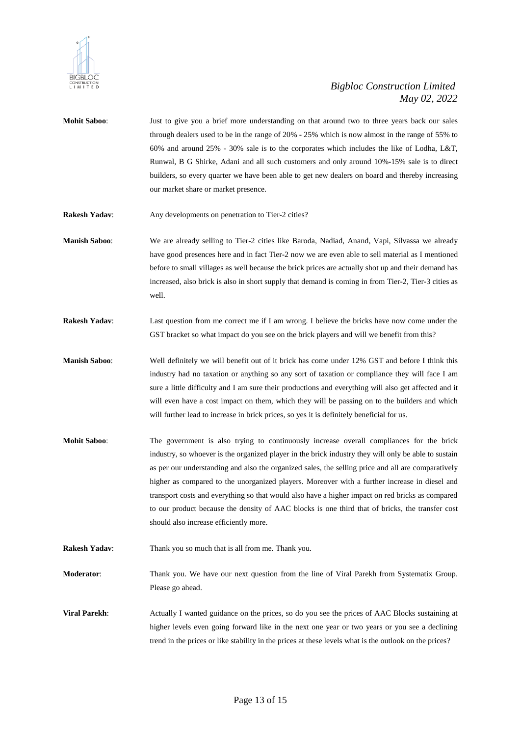**Mohit Saboo**: Just to give you a brief more understanding on that around two to three years back our sales through dealers used to be in the range of 20% - 25% which is now almost in the range of 55% to 60% and around 25% - 30% sale is to the corporates which includes the like of Lodha, L&T, Runwal, B G Shirke, Adani and all such customers and only around 10%-15% sale is to direct builders, so every quarter we have been able to get new dealers on board and thereby increasing our market share or market presence.

**Rakesh Yadav**: Any developments on penetration to Tier-2 cities?

**Manish Saboo**: We are already selling to Tier-2 cities like Baroda, Nadiad, Anand, Vapi, Silvassa we already have good presences here and in fact Tier-2 now we are even able to sell material as I mentioned before to small villages as well because the brick prices are actually shot up and their demand has increased, also brick is also in short supply that demand is coming in from Tier-2, Tier-3 cities as well.

**Rakesh Yadav**: Last question from me correct me if I am wrong. I believe the bricks have now come under the GST bracket so what impact do you see on the brick players and will we benefit from this?

**Manish Saboo**: Well definitely we will benefit out of it brick has come under 12% GST and before I think this industry had no taxation or anything so any sort of taxation or compliance they will face I am sure a little difficulty and I am sure their productions and everything will also get affected and it will even have a cost impact on them, which they will be passing on to the builders and which will further lead to increase in brick prices, so yes it is definitely beneficial for us.

**Mohit Saboo**: The government is also trying to continuously increase overall compliances for the brick industry, so whoever is the organized player in the brick industry they will only be able to sustain as per our understanding and also the organized sales, the selling price and all are comparatively higher as compared to the unorganized players. Moreover with a further increase in diesel and transport costs and everything so that would also have a higher impact on red bricks as compared to our product because the density of AAC blocks is one third that of bricks, the transfer cost should also increase efficiently more.

**Rakesh Yadav**: Thank you so much that is all from me. Thank you.

**Moderator**: Thank you. We have our next question from the line of Viral Parekh from Systematix Group. Please go ahead.

**Viral Parekh**: Actually I wanted guidance on the prices, so do you see the prices of AAC Blocks sustaining at higher levels even going forward like in the next one year or two years or you see a declining trend in the prices or like stability in the prices at these levels what is the outlook on the prices?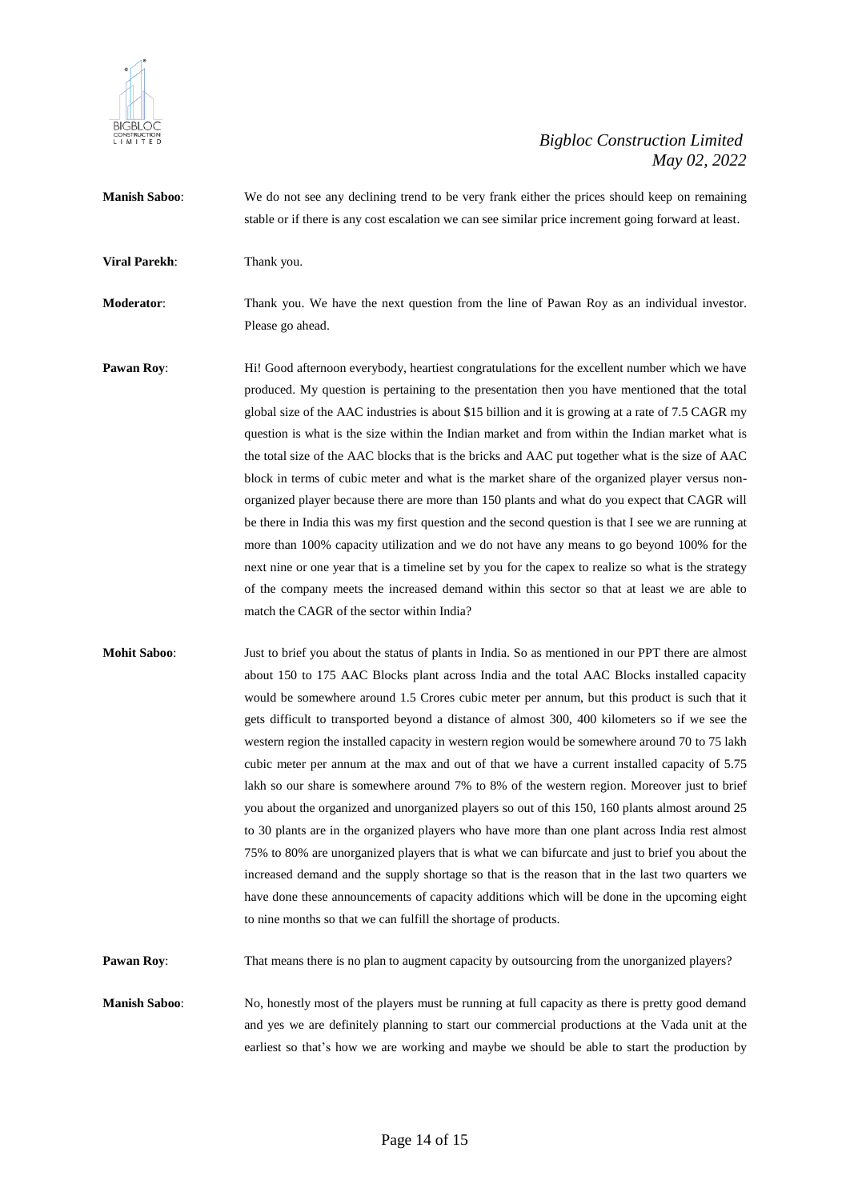**Manish Saboo**: We do not see any declining trend to be very frank either the prices should keep on remaining stable or if there is any cost escalation we can see similar price increment going forward at least.

**Viral Parekh**: Thank you.

**Moderator**: Thank you. We have the next question from the line of Pawan Roy as an individual investor. Please go ahead.

**Pawan Roy**: Hi! Good afternoon everybody, heartiest congratulations for the excellent number which we have produced. My question is pertaining to the presentation then you have mentioned that the total global size of the AAC industries is about $15 billion and it is growing at a rate of 7.5 CAGR my question is what is the size within the Indian market and from within the Indian market what is the total size of the AAC blocks that is the bricks and AAC put together what is the size of AAC block in terms of cubic meter and what is the market share of the organized player versus non-organized player because there are more than 150 plants and what do you expect that CAGR will be there in India this was my first question and the second question is that I see we are running at more than 100% capacity utilization and we do not have any means to go beyond 100% for the next nine or one year that is a timeline set by you for the capex to realize so what is the strategy of the company meets the increased demand within this sector so that at least we are able to match the CAGR of the sector within India?

**Mohit Saboo**: Just to brief you about the status of plants in India. So as mentioned in our PPT there are almost about 150 to 175 AAC Blocks plant across India and the total AAC Blocks installed capacity would be somewhere around 1.5 Crores cubic meter per annum, but this product is such that it gets difficult to transported beyond a distance of almost 300, 400 kilometers so if we see the western region the installed capacity in western region would be somewhere around 70 to 75 lakh cubic meter per annum at the max and out of that we have a current installed capacity of 5.75 lakh so our share is somewhere around 7% to 8% of the western region. Moreover just to brief you about the organized and unorganized players so out of this 150, 160 plants almost around 25 to 30 plants are in the organized players who have more than one plant across India rest almost 75% to 80% are unorganized players that is what we can bifurcate and just to brief you about the increased demand and the supply shortage so that is the reason that in the last two quarters we have done these announcements of capacity additions which will be done in the upcoming eight to nine months so that we can fulfill the shortage of products.

**Pawan Roy**: That means there is no plan to augment capacity by outsourcing from the unorganized players?

**Manish Saboo**: No, honestly most of the players must be running at full capacity as there is pretty good demand and yes we are definitely planning to start our commercial productions at the Vada unit at the earliest so that's how we are working and maybe we should be able to start the production by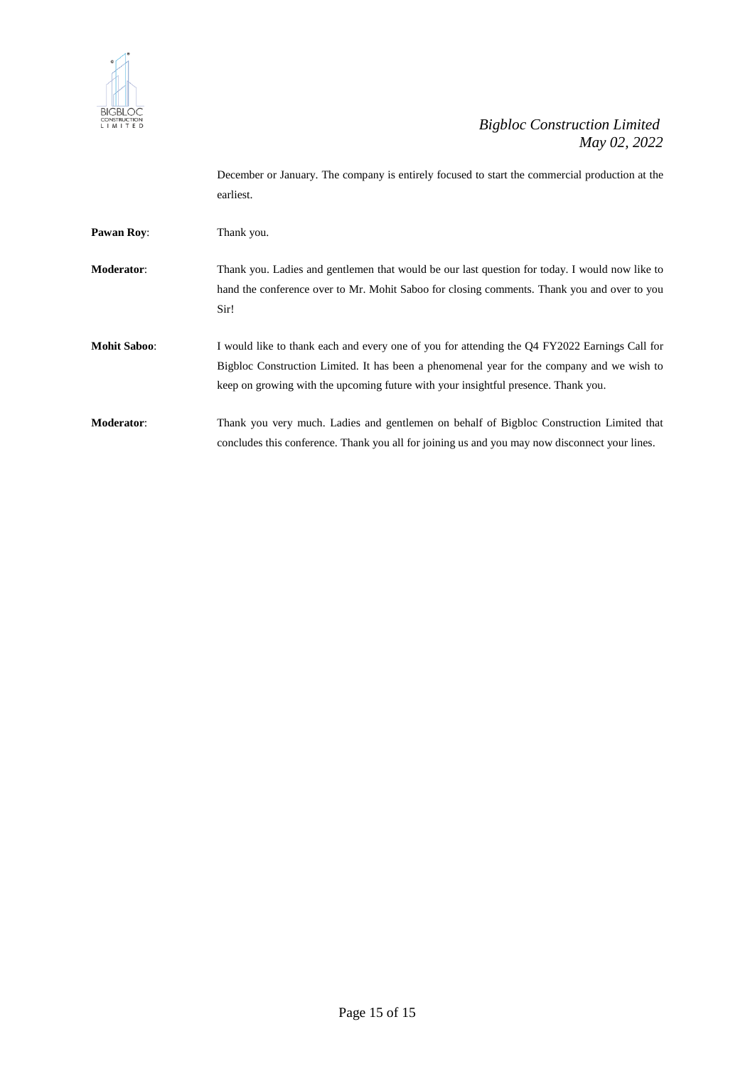December or January. The company is entirely focused to start the commercial production at the earliest.

**Pawan Roy**: Thank you.

**Moderator**: Thank you. Ladies and gentlemen that would be our last question for today. I would now like to hand the conference over to Mr. Mohit Saboo for closing comments. Thank you and over to you Sir!

**Mohit Saboo**: I would like to thank each and every one of you for attending the Q4 FY2022 Earnings Call for Bigbloc Construction Limited. It has been a phenomenal year for the company and we wish to keep on growing with the upcoming future with your insightful presence. Thank you.

**Moderator**: Thank you very much. Ladies and gentlemen on behalf of Bigbloc Construction Limited that concludes this conference. Thank you all for joining us and you may now disconnect your lines.